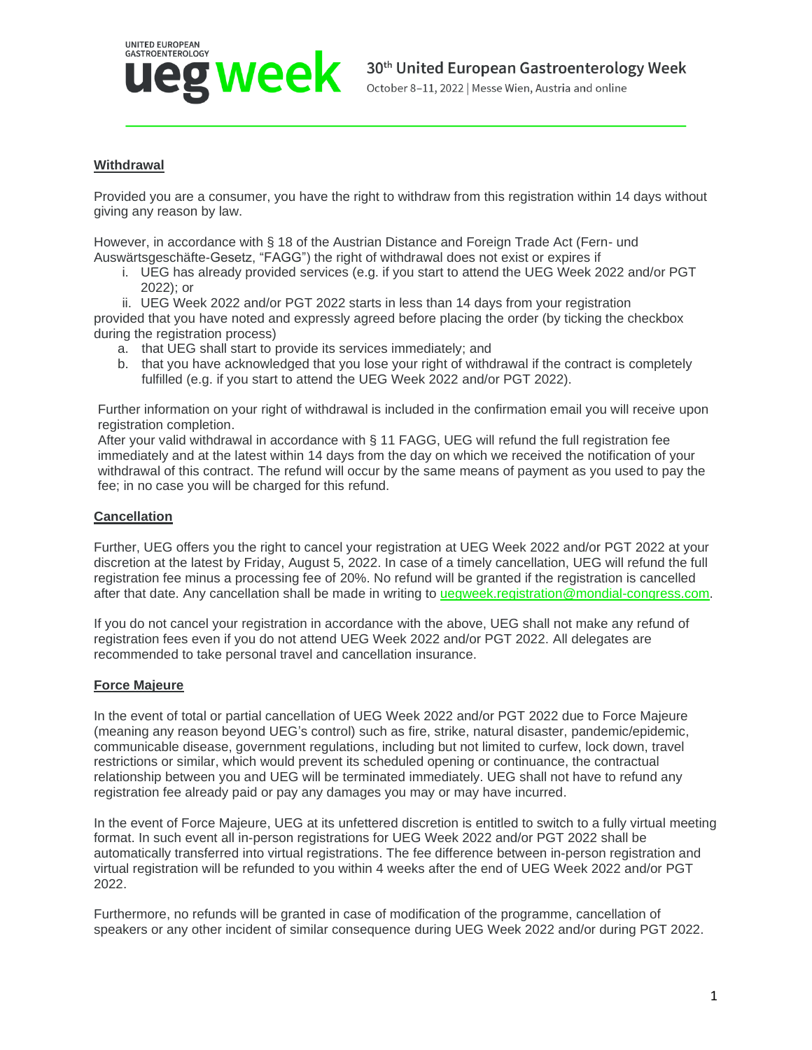## Withdrawal

Provided you are a consumer, you have the right to withdraw from this registration within 14 days without giving any reason by law.

However, in accordance with § 18 of the Austrian Distance and Foreign Trade Act (Fern- und Auswärtsgeschäfte-Gesetz, "FAGG") the right of withdrawal does not exist or expires if

i. UEG has already provided services (e.g. if you start to attend the UEG Week 2022 and/or PGT 2022); or
ii. UEG Week 2022 and/or PGT 2022 starts in less than 14 days from your registration

provided that you have noted and expressly agreed before placing the order (by ticking the checkbox during the registration process)

a. that UEG shall start to provide its services immediately; and
b. that you have acknowledged that you lose your right of withdrawal if the contract is completely fulfilled (e.g. if you start to attend the UEG Week 2022 and/or PGT 2022).

Further information on your right of withdrawal is included in the confirmation email you will receive upon registration completion.
After your valid withdrawal in accordance with § 11 FAGG, UEG will refund the full registration fee immediately and at the latest within 14 days from the day on which we received the notification of your withdrawal of this contract. The refund will occur by the same means of payment as you used to pay the fee; in no case you will be charged for this refund.

## Cancellation

Further, UEG offers you the right to cancel your registration at UEG Week 2022 and/or PGT 2022 at your discretion at the latest by Friday, August 5, 2022. In case of a timely cancellation, UEG will refund the full registration fee minus a processing fee of 20%. No refund will be granted if the registration is cancelled after that date. Any cancellation shall be made in writing to uegweek.registration@mondial-congress.com.

If you do not cancel your registration in accordance with the above, UEG shall not make any refund of registration fees even if you do not attend UEG Week 2022 and/or PGT 2022. All delegates are recommended to take personal travel and cancellation insurance.

## Force Majeure

In the event of total or partial cancellation of UEG Week 2022 and/or PGT 2022 due to Force Majeure (meaning any reason beyond UEG's control) such as fire, strike, natural disaster, pandemic/epidemic, communicable disease, government regulations, including but not limited to curfew, lock down, travel restrictions or similar, which would prevent its scheduled opening or continuance, the contractual relationship between you and UEG will be terminated immediately. UEG shall not have to refund any registration fee already paid or pay any damages you may or may have incurred.

In the event of Force Majeure, UEG at its unfettered discretion is entitled to switch to a fully virtual meeting format. In such event all in-person registrations for UEG Week 2022 and/or PGT 2022 shall be automatically transferred into virtual registrations. The fee difference between in-person registration and virtual registration will be refunded to you within 4 weeks after the end of UEG Week 2022 and/or PGT 2022.

Furthermore, no refunds will be granted in case of modification of the programme, cancellation of speakers or any other incident of similar consequence during UEG Week 2022 and/or during PGT 2022.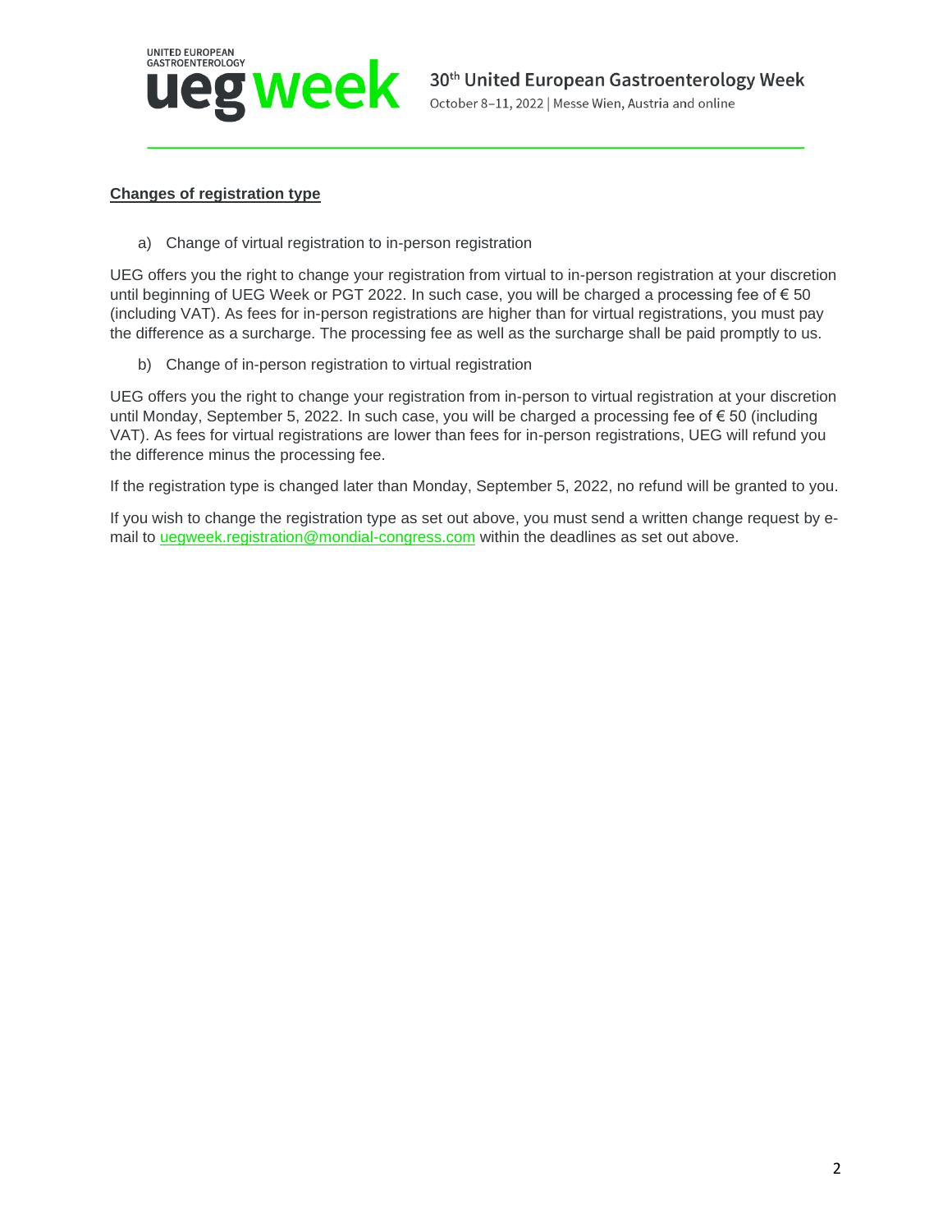**Changes of registration type**

a) Change of virtual registration to in-person registration

UEG offers you the right to change your registration from virtual to in-person registration at your discretion until beginning of UEG Week or PGT 2022. In such case, you will be charged a processing fee of € 50 (including VAT). As fees for in-person registrations are higher than for virtual registrations, you must pay the difference as a surcharge. The processing fee as well as the surcharge shall be paid promptly to us.

b) Change of in-person registration to virtual registration

UEG offers you the right to change your registration from in-person to virtual registration at your discretion until Monday, September 5, 2022. In such case, you will be charged a processing fee of € 50 (including VAT). As fees for virtual registrations are lower than fees for in-person registrations, UEG will refund you the difference minus the processing fee.

If the registration type is changed later than Monday, September 5, 2022, no refund will be granted to you.

If you wish to change the registration type as set out above, you must send a written change request by e-mail to uegweek.registration@mondial-congress.com within the deadlines as set out above.